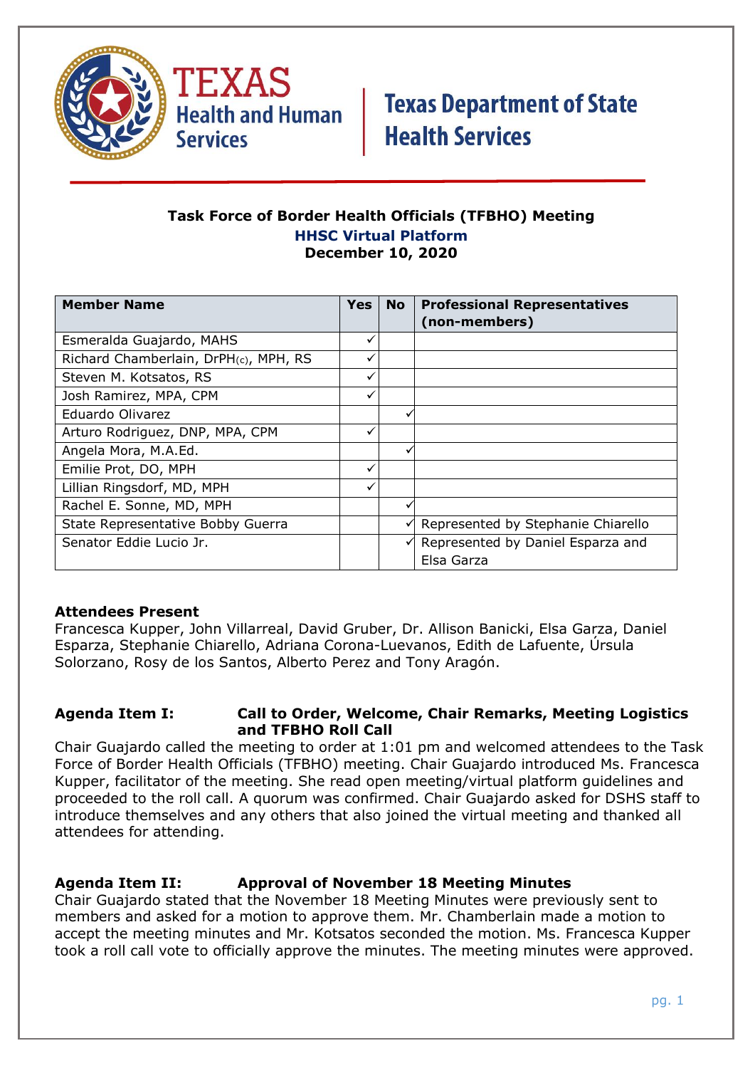Texas Health and Human Services | Texas Department of State Health Services

**Task Force of Border Health Officials (TFBHO) Meeting**
**HHSC Virtual Platform**
**December 10, 2020**

| Member Name | Yes | No | Professional Representatives (non-members) |
|---|---|---|---|
| Esmeralda Guajardo, MAHS | ✓ | | |
| Richard Chamberlain, DrPH(c), MPH, RS | ✓ | | |
| Steven M. Kotsatos, RS | ✓ | | |
| Josh Ramirez, MPA, CPM | ✓ | | |
| Eduardo Olivarez | | ✓ | |
| Arturo Rodriguez, DNP, MPA, CPM | ✓ | | |
| Angela Mora, M.A.Ed. | | ✓ | |
| Emilie Prot, DO, MPH | ✓ | | |
| Lillian Ringsdorf, MD, MPH | ✓ | | |
| Rachel E. Sonne, MD, MPH | | ✓ | |
| State Representative Bobby Guerra | | ✓ | Represented by Stephanie Chiarello |
| Senator Eddie Lucio Jr. | | ✓ | Represented by Daniel Esparza and Elsa Garza |

**Attendees Present**
Francesca Kupper, John Villarreal, David Gruber, Dr. Allison Banicki, Elsa Garza, Daniel Esparza, Stephanie Chiarello, Adriana Corona-Luevanos, Edith de Lafuente, Úrsula Solorzano, Rosy de los Santos, Alberto Perez and Tony Aragón.

**Agenda Item I: Call to Order, Welcome, Chair Remarks, Meeting Logistics and TFBHO Roll Call**
Chair Guajardo called the meeting to order at 1:01 pm and welcomed attendees to the Task Force of Border Health Officials (TFBHO) meeting. Chair Guajardo introduced Ms. Francesca Kupper, facilitator of the meeting. She read open meeting/virtual platform guidelines and proceeded to the roll call. A quorum was confirmed. Chair Guajardo asked for DSHS staff to introduce themselves and any others that also joined the virtual meeting and thanked all attendees for attending.

**Agenda Item II: Approval of November 18 Meeting Minutes**
Chair Guajardo stated that the November 18 Meeting Minutes were previously sent to members and asked for a motion to approve them. Mr. Chamberlain made a motion to accept the meeting minutes and Mr. Kotsatos seconded the motion. Ms. Francesca Kupper took a roll call vote to officially approve the minutes. The meeting minutes were approved.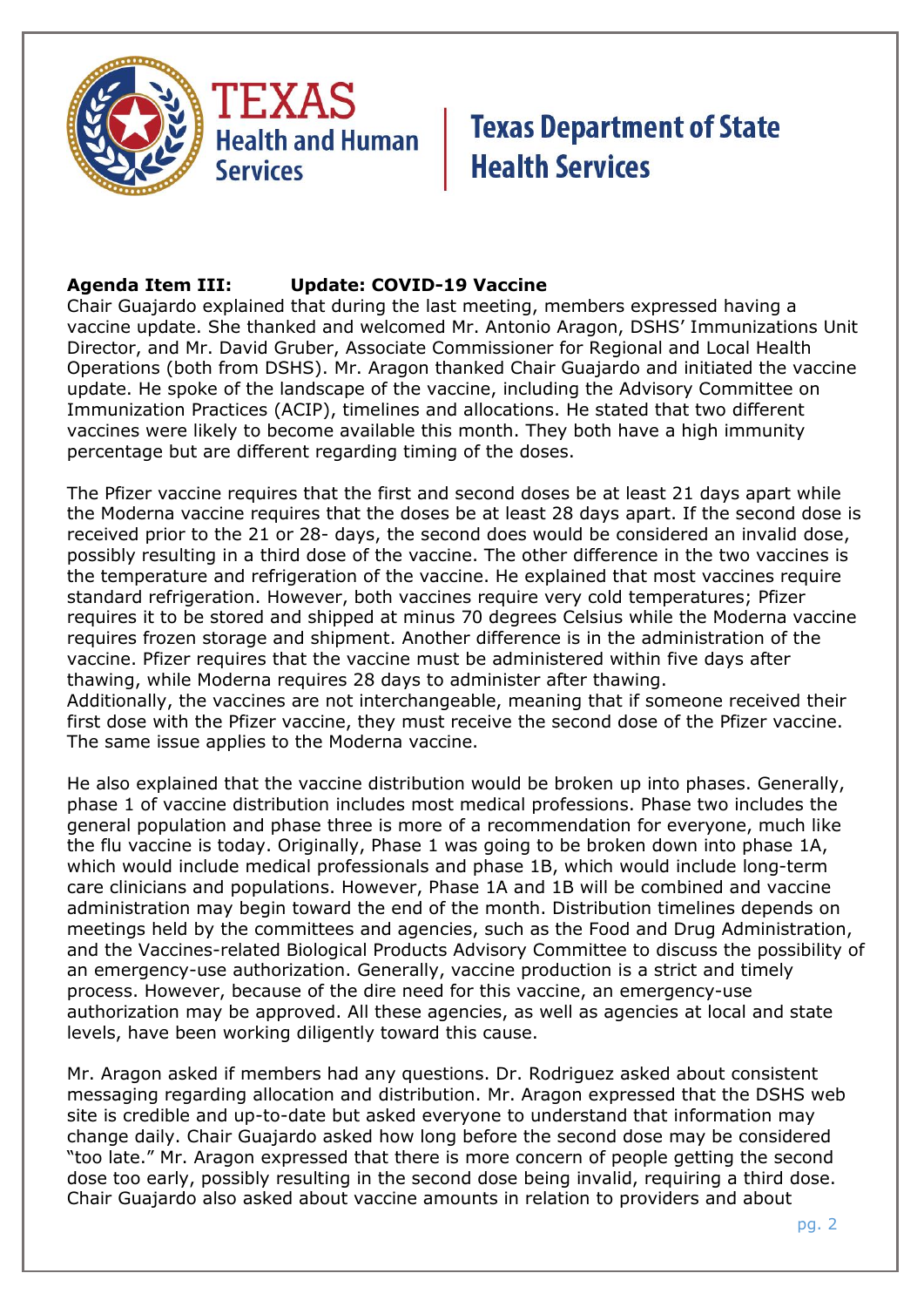**Agenda Item III:** **Update: COVID-19 Vaccine**

Chair Guajardo explained that during the last meeting, members expressed having a vaccine update. She thanked and welcomed Mr. Antonio Aragon, DSHS' Immunizations Unit Director, and Mr. David Gruber, Associate Commissioner for Regional and Local Health Operations (both from DSHS). Mr. Aragon thanked Chair Guajardo and initiated the vaccine update. He spoke of the landscape of the vaccine, including the Advisory Committee on Immunization Practices (ACIP), timelines and allocations. He stated that two different vaccines were likely to become available this month. They both have a high immunity percentage but are different regarding timing of the doses.

The Pfizer vaccine requires that the first and second doses be at least 21 days apart while the Moderna vaccine requires that the doses be at least 28 days apart. If the second dose is received prior to the 21 or 28- days, the second does would be considered an invalid dose, possibly resulting in a third dose of the vaccine. The other difference in the two vaccines is the temperature and refrigeration of the vaccine. He explained that most vaccines require standard refrigeration. However, both vaccines require very cold temperatures; Pfizer requires it to be stored and shipped at minus 70 degrees Celsius while the Moderna vaccine requires frozen storage and shipment. Another difference is in the administration of the vaccine. Pfizer requires that the vaccine must be administered within five days after thawing, while Moderna requires 28 days to administer after thawing.
Additionally, the vaccines are not interchangeable, meaning that if someone received their first dose with the Pfizer vaccine, they must receive the second dose of the Pfizer vaccine. The same issue applies to the Moderna vaccine.

He also explained that the vaccine distribution would be broken up into phases. Generally, phase 1 of vaccine distribution includes most medical professions. Phase two includes the general population and phase three is more of a recommendation for everyone, much like the flu vaccine is today. Originally, Phase 1 was going to be broken down into phase 1A, which would include medical professionals and phase 1B, which would include long-term care clinicians and populations. However, Phase 1A and 1B will be combined and vaccine administration may begin toward the end of the month. Distribution timelines depends on meetings held by the committees and agencies, such as the Food and Drug Administration, and the Vaccines-related Biological Products Advisory Committee to discuss the possibility of an emergency-use authorization. Generally, vaccine production is a strict and timely process. However, because of the dire need for this vaccine, an emergency-use authorization may be approved. All these agencies, as well as agencies at local and state levels, have been working diligently toward this cause.

Mr. Aragon asked if members had any questions. Dr. Rodriguez asked about consistent messaging regarding allocation and distribution. Mr. Aragon expressed that the DSHS web site is credible and up-to-date but asked everyone to understand that information may change daily. Chair Guajardo asked how long before the second dose may be considered "too late." Mr. Aragon expressed that there is more concern of people getting the second dose too early, possibly resulting in the second dose being invalid, requiring a third dose. Chair Guajardo also asked about vaccine amounts in relation to providers and about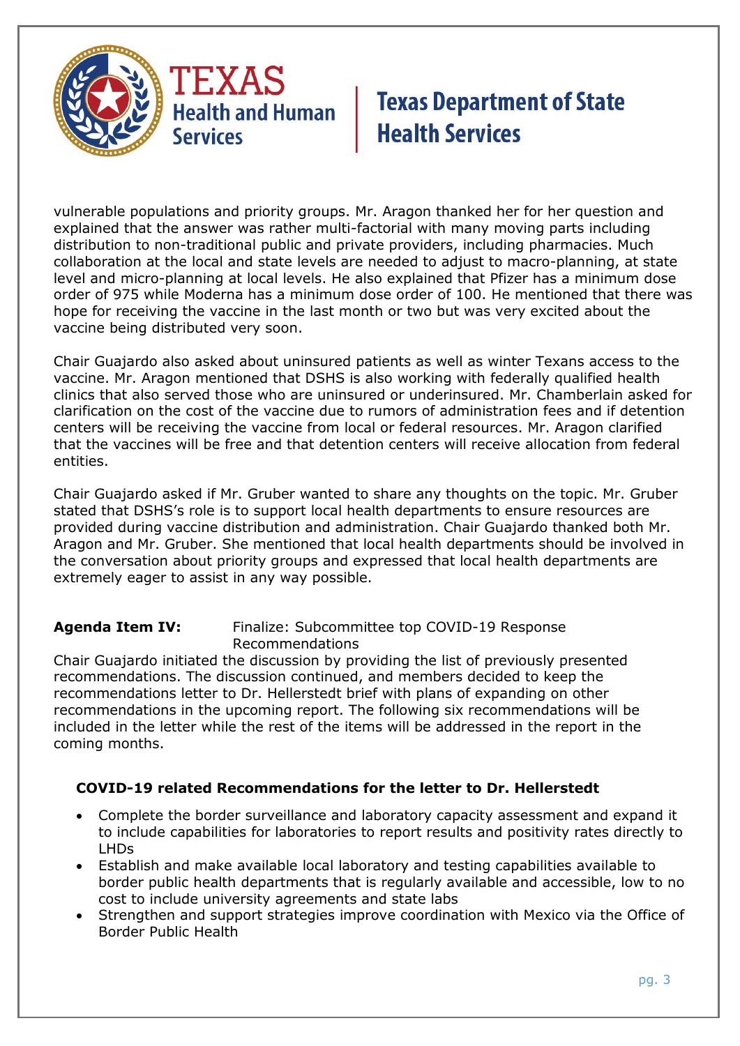vulnerable populations and priority groups. Mr. Aragon thanked her for her question and explained that the answer was rather multi-factorial with many moving parts including distribution to non-traditional public and private providers, including pharmacies. Much collaboration at the local and state levels are needed to adjust to macro-planning, at state level and micro-planning at local levels. He also explained that Pfizer has a minimum dose order of 975 while Moderna has a minimum dose order of 100. He mentioned that there was hope for receiving the vaccine in the last month or two but was very excited about the vaccine being distributed very soon.

Chair Guajardo also asked about uninsured patients as well as winter Texans access to the vaccine. Mr. Aragon mentioned that DSHS is also working with federally qualified health clinics that also served those who are uninsured or underinsured. Mr. Chamberlain asked for clarification on the cost of the vaccine due to rumors of administration fees and if detention centers will be receiving the vaccine from local or federal resources. Mr. Aragon clarified that the vaccines will be free and that detention centers will receive allocation from federal entities.

Chair Guajardo asked if Mr. Gruber wanted to share any thoughts on the topic. Mr. Gruber stated that DSHS's role is to support local health departments to ensure resources are provided during vaccine distribution and administration. Chair Guajardo thanked both Mr. Aragon and Mr. Gruber. She mentioned that local health departments should be involved in the conversation about priority groups and expressed that local health departments are extremely eager to assist in any way possible.

**Agenda Item IV:** Finalize: Subcommittee top COVID-19 Response Recommendations

Chair Guajardo initiated the discussion by providing the list of previously presented recommendations. The discussion continued, and members decided to keep the recommendations letter to Dr. Hellerstedt brief with plans of expanding on other recommendations in the upcoming report. The following six recommendations will be included in the letter while the rest of the items will be addressed in the report in the coming months.

**COVID-19 related Recommendations for the letter to Dr. Hellerstedt**

- Complete the border surveillance and laboratory capacity assessment and expand it to include capabilities for laboratories to report results and positivity rates directly to LHDs
- Establish and make available local laboratory and testing capabilities available to border public health departments that is regularly available and accessible, low to no cost to include university agreements and state labs
- Strengthen and support strategies improve coordination with Mexico via the Office of Border Public Health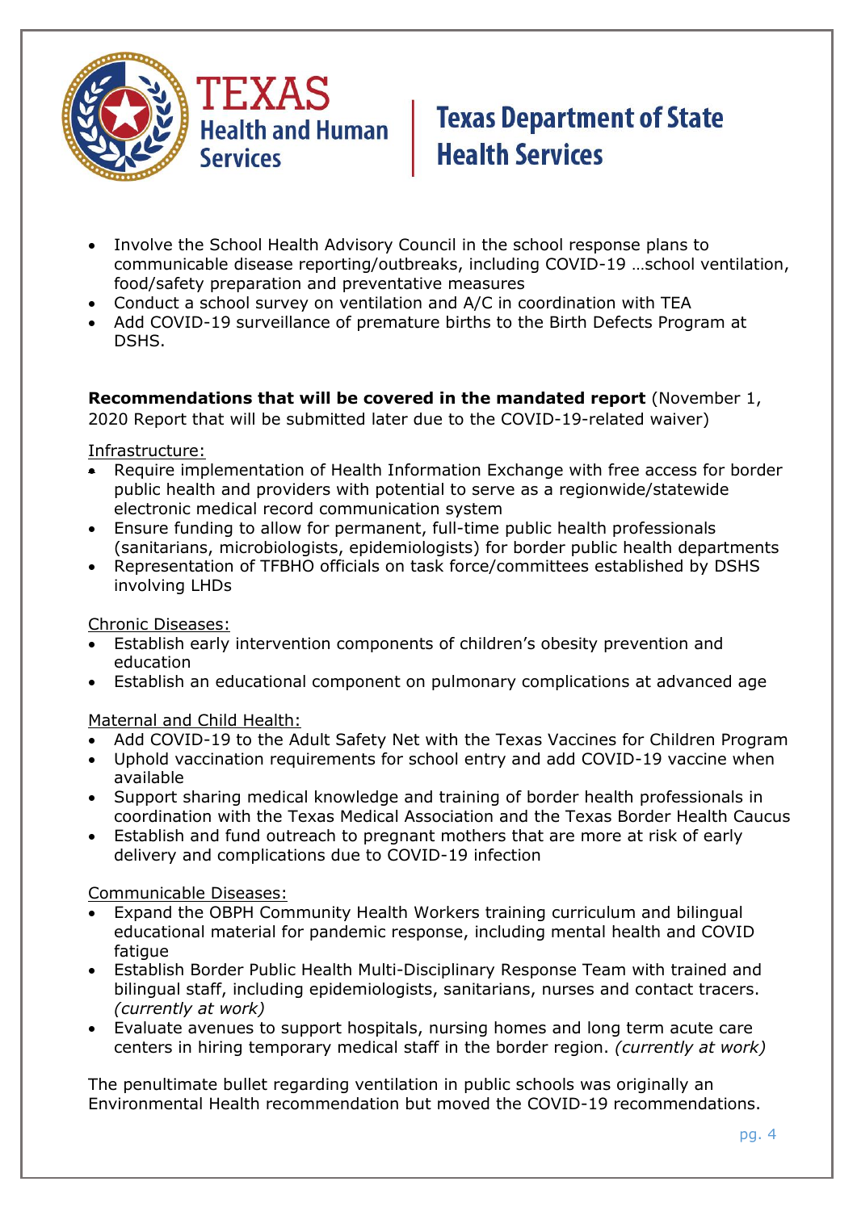- Involve the School Health Advisory Council in the school response plans to communicable disease reporting/outbreaks, including COVID-19 …school ventilation, food/safety preparation and preventative measures
- Conduct a school survey on ventilation and A/C in coordination with TEA
- Add COVID-19 surveillance of premature births to the Birth Defects Program at DSHS.

**Recommendations that will be covered in the mandated report** (November 1, 2020 Report that will be submitted later due to the COVID-19-related waiver)

Infrastructure:

- Require implementation of Health Information Exchange with free access for border public health and providers with potential to serve as a regionwide/statewide electronic medical record communication system
- Ensure funding to allow for permanent, full-time public health professionals (sanitarians, microbiologists, epidemiologists) for border public health departments
- Representation of TFBHO officials on task force/committees established by DSHS involving LHDs

Chronic Diseases:

- Establish early intervention components of children's obesity prevention and education
- Establish an educational component on pulmonary complications at advanced age

Maternal and Child Health:

- Add COVID-19 to the Adult Safety Net with the Texas Vaccines for Children Program
- Uphold vaccination requirements for school entry and add COVID-19 vaccine when available
- Support sharing medical knowledge and training of border health professionals in coordination with the Texas Medical Association and the Texas Border Health Caucus
- Establish and fund outreach to pregnant mothers that are more at risk of early delivery and complications due to COVID-19 infection

Communicable Diseases:

- Expand the OBPH Community Health Workers training curriculum and bilingual educational material for pandemic response, including mental health and COVID fatigue
- Establish Border Public Health Multi-Disciplinary Response Team with trained and bilingual staff, including epidemiologists, sanitarians, nurses and contact tracers. *(currently at work)*
- Evaluate avenues to support hospitals, nursing homes and long term acute care centers in hiring temporary medical staff in the border region. *(currently at work)*

The penultimate bullet regarding ventilation in public schools was originally an Environmental Health recommendation but moved the COVID-19 recommendations.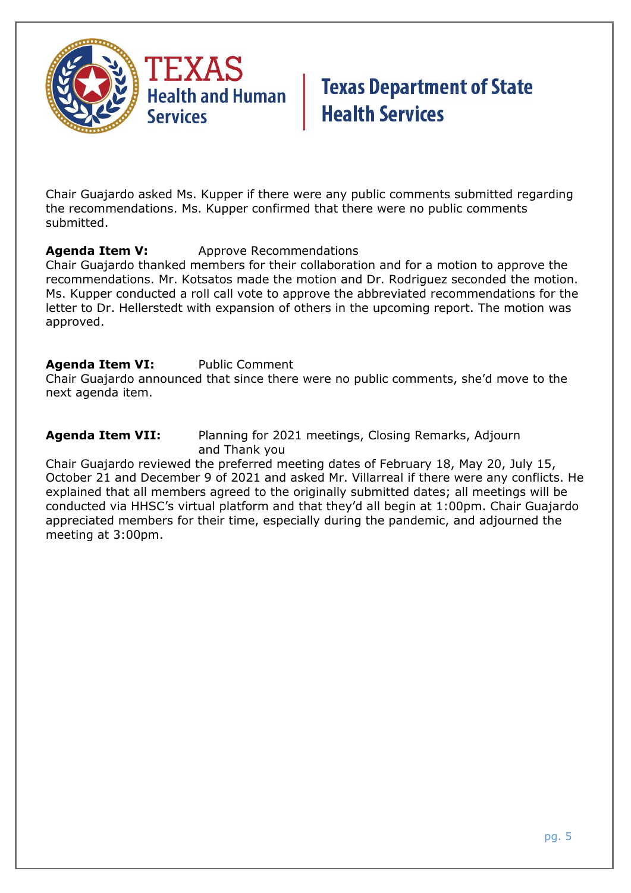Chair Guajardo asked Ms. Kupper if there were any public comments submitted regarding the recommendations. Ms. Kupper confirmed that there were no public comments submitted.

**Agenda Item V:** Approve Recommendations

Chair Guajardo thanked members for their collaboration and for a motion to approve the recommendations. Mr. Kotsatos made the motion and Dr. Rodriguez seconded the motion. Ms. Kupper conducted a roll call vote to approve the abbreviated recommendations for the letter to Dr. Hellerstedt with expansion of others in the upcoming report. The motion was approved.

**Agenda Item VI:** Public Comment

Chair Guajardo announced that since there were no public comments, she'd move to the next agenda item.

**Agenda Item VII:** Planning for 2021 meetings, Closing Remarks, Adjourn and Thank you

Chair Guajardo reviewed the preferred meeting dates of February 18, May 20, July 15, October 21 and December 9 of 2021 and asked Mr. Villarreal if there were any conflicts. He explained that all members agreed to the originally submitted dates; all meetings will be conducted via HHSC's virtual platform and that they'd all begin at 1:00pm. Chair Guajardo appreciated members for their time, especially during the pandemic, and adjourned the meeting at 3:00pm.